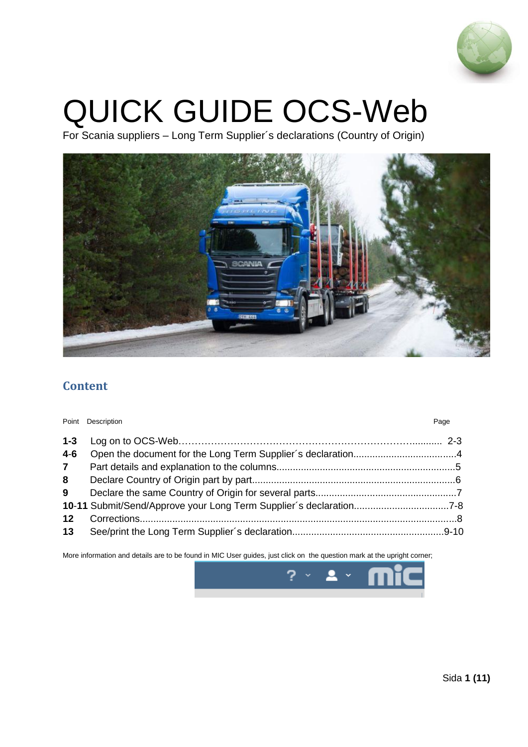# QUICK GUIDE OCS-Web

For Scania suppliers – Long Term Supplier´s declarations (Country of Origin)

## Content

| Point | Description | Page |
|---|---|---|
| **1-3** | Log on to OCS-Web | 2-3 |
| **4-6** | Open the document for the Long Term Supplier´s declaration | 4 |
| **7** | Part details and explanation to the columns | 5 |
| **8** | Declare Country of Origin part by part | 6 |
| **9** | Declare the same Country of Origin for several parts | 7 |
| **10-11** | Submit/Send/Approve your Long Term Supplier´s declaration | 7-8 |
| **12** | Corrections | 8 |
| **13** | See/print the Long Term Supplier´s declaration | 9-10 |

More information and details are to be found in MIC User guides, just click on the question mark at the upright corner;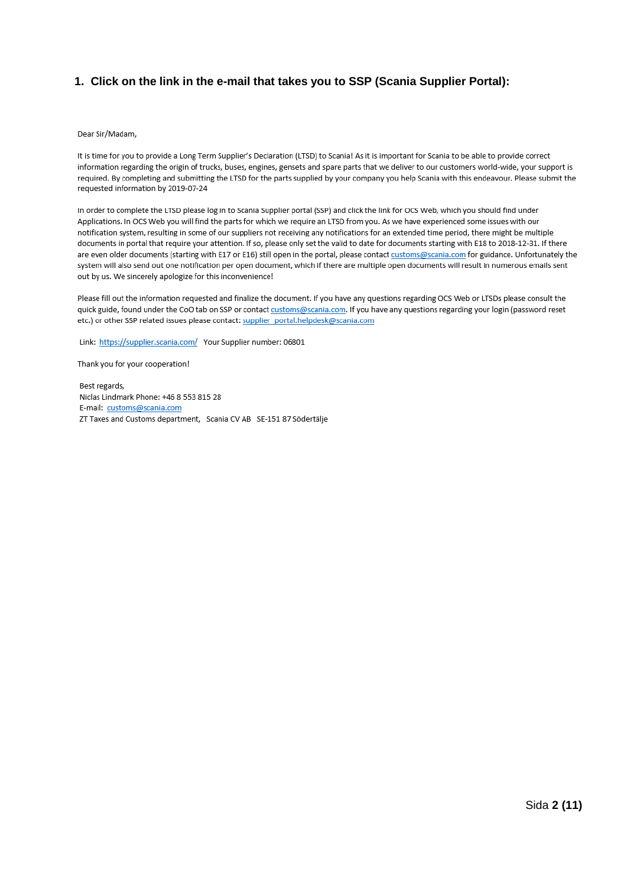## 1. Click on the link in the e-mail that takes you to SSP (Scania Supplier Portal):

Dear Sir/Madam,

It is time for you to provide a Long Term Supplier's Declaration (LTSD) to Scania! As it is important for Scania to be able to provide correct information regarding the origin of trucks, buses, engines, gensets and spare parts that we deliver to our customers world-wide, your support is required. By completing and submitting the LTSD for the parts supplied by your company you help Scania with this endeavour. Please submit the requested information by 2019-07-24

In order to complete the LTSD please log in to Scania Supplier portal (SSP) and click the link for OCS Web, which you should find under Applications. In OCS Web you will find the parts for which we require an LTSD from you. As we have experienced some issues with our notification system, resulting in some of our suppliers not receiving any notifications for an extended time period, there might be multiple documents in portal that require your attention. If so, please only set the valid to date for documents starting with E18 to 2018-12-31. If there are even older documents (starting with E17 or E16) still open in the portal, please contact customs@scania.com for guidance. Unfortunately the system will also send out one notification per open document, which if there are multiple open documents will result in numerous emails sent out by us. We sincerely apologize for this inconvenience!

Please fill out the information requested and finalize the document. If you have any questions regarding OCS Web or LTSDs please consult the quick guide, found under the CoO tab on SSP or contact customs@scania.com. If you have any questions regarding your login (password reset etc.) or other SSP related issues please contact: supplier_portal.helpdesk@scania.com

Link: https://supplier.scania.com/ Your Supplier number: 06801

Thank you for your cooperation!

Best regards,
Niclas Lindmark Phone: +46 8 553 815 28
E-mail: customs@scania.com
ZT Taxes and Customs department, Scania CV AB SE-151 87 Södertälje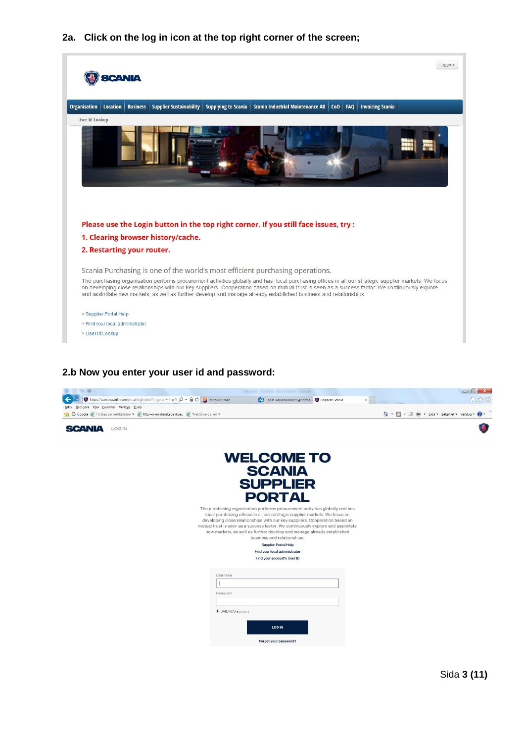**2a. Click on the log in icon at the top right corner of the screen;**

Logga in

SCANIA

Organisation | Location | Business | Supplier Sustainability | Supplying to Scania | Scania Industrial Maintenance AB | CoO | FAQ | Invoicing Scania

User Id Lookup

**Please use the Login button in the top right corner. If you still face issues, try :**

**1. Clearing browser history/cache.**

**2. Restarting your router.**

Scania Purchasing is one of the world's most efficient purchasing operations.

The purchasing organisation performs procurement activities globally and has local purchasing offices in all our strategic supplier markets. We focus on developing close relationships with our key suppliers. Cooperation based on mutual trust is seen as a success factor. We continuously explore and assimilate new markets, as well as further develop and manage already established business and relationships.

> Supplier Portal Help
> Find your local administrator
> User Id Lookup

**2.b Now you enter your user id and password:**

SCANIA | LOG IN

**WELCOME TO SCANIA SUPPLIER PORTAL**

The purchasing organisation performs procurement activities globally and has local purchasing offices in all our strategic supplier markets. We focus on developing close relationships with our key suppliers. Cooperation based on mutual trust is seen as a success factor. We continuously explore and assimilate new markets, as well as further develop and manage already established business and relationships.

Supplier Portal Help
Find your local administrator
Find your account's User ID

Username

Password

SAIL/XDS account

LOG IN

Forgot your password?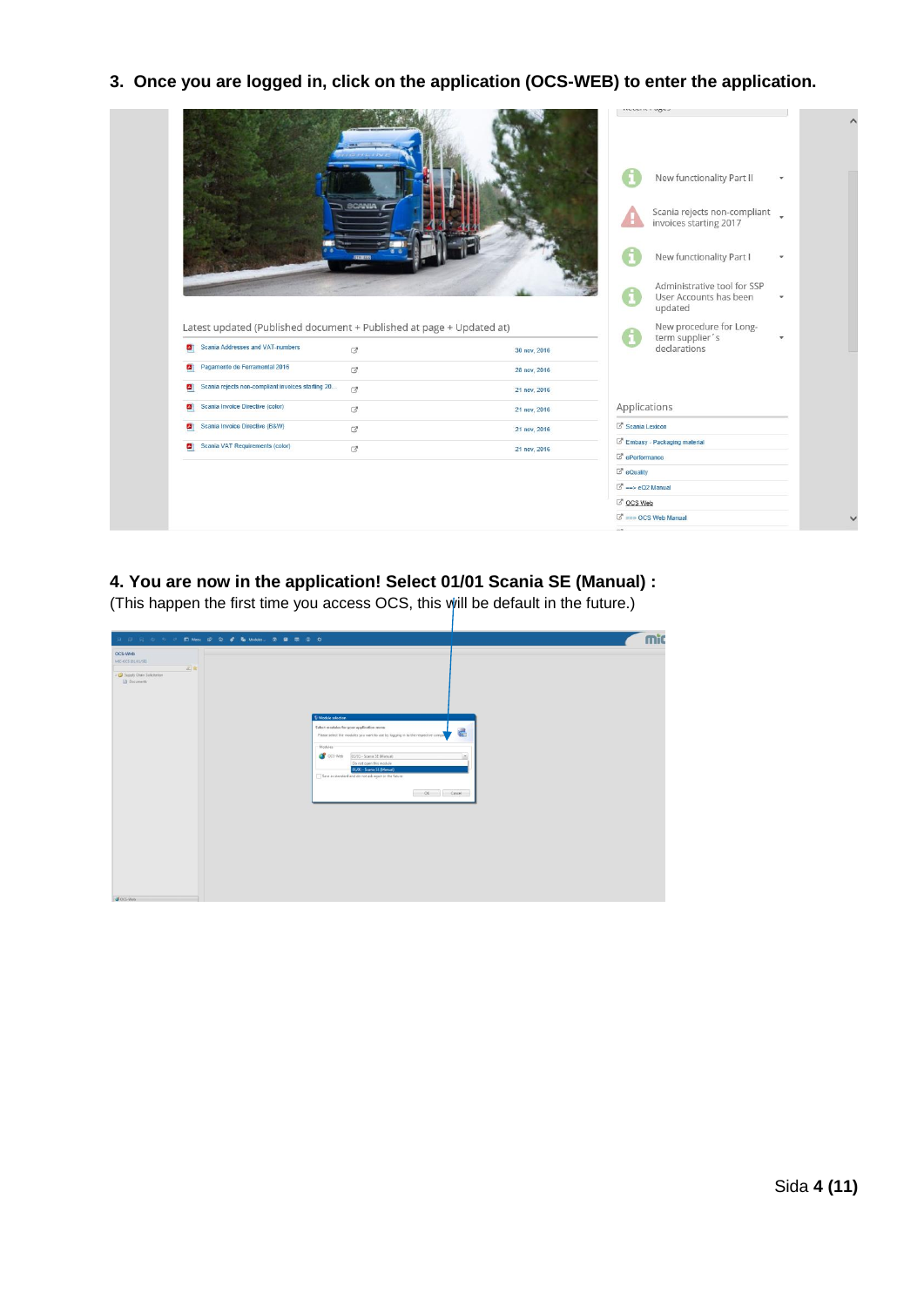3. **Once you are logged in, click on the application (OCS-WEB) to enter the application.**

4. **You are now in the application! Select 01/01 Scania SE (Manual) :**

(This happen the first time you access OCS, this will be default in the future.)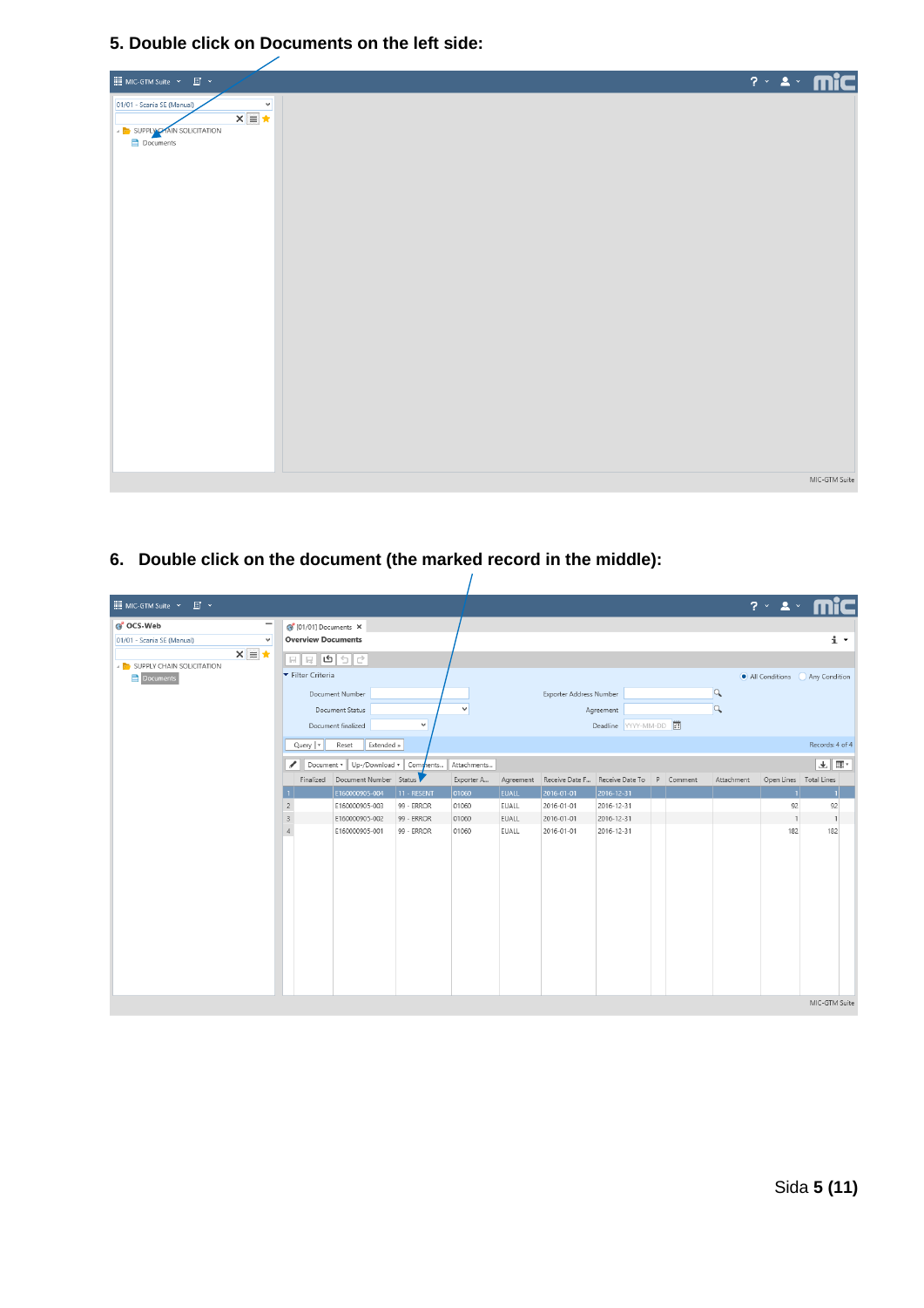**5. Double click on Documents on the left side:**

**6. Double click on the document (the marked record in the middle):**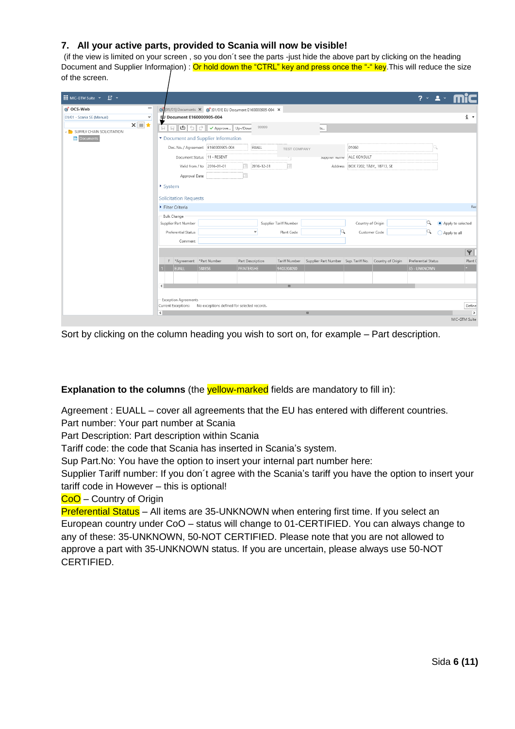### 7. All your active parts, provided to Scania will now be visible!

(if the view is limited on your screen , so you don´t see the parts -just hide the above part by clicking on the heading Document and Supplier Information) : Or hold down the "CTRL" key and press once the "-" key.This will reduce the size of the screen.

Sort by clicking on the column heading you wish to sort on, for example – Part description.

**Explanation to the columns** (the yellow-marked fields are mandatory to fill in):

Agreement : EUALL – cover all agreements that the EU has entered with different countries.
Part number: Your part number at Scania
Part Description: Part description within Scania
Tariff code: the code that Scania has inserted in Scania's system.
Sup Part.No: You have the option to insert your internal part number here:
Supplier Tariff number: If you don´t agree with the Scania's tariff you have the option to insert your tariff code in However – this is optional!
CoO – Country of Origin
Preferential Status – All items are 35-UNKNOWN when entering first time. If you select an European country under CoO – status will change to 01-CERTIFIED. You can always change to any of these: 35-UNKNOWN, 50-NOT CERTIFIED. Please note that you are not allowed to approve a part with 35-UNKNOWN status. If you are uncertain, please always use 50-NOT CERTIFIED.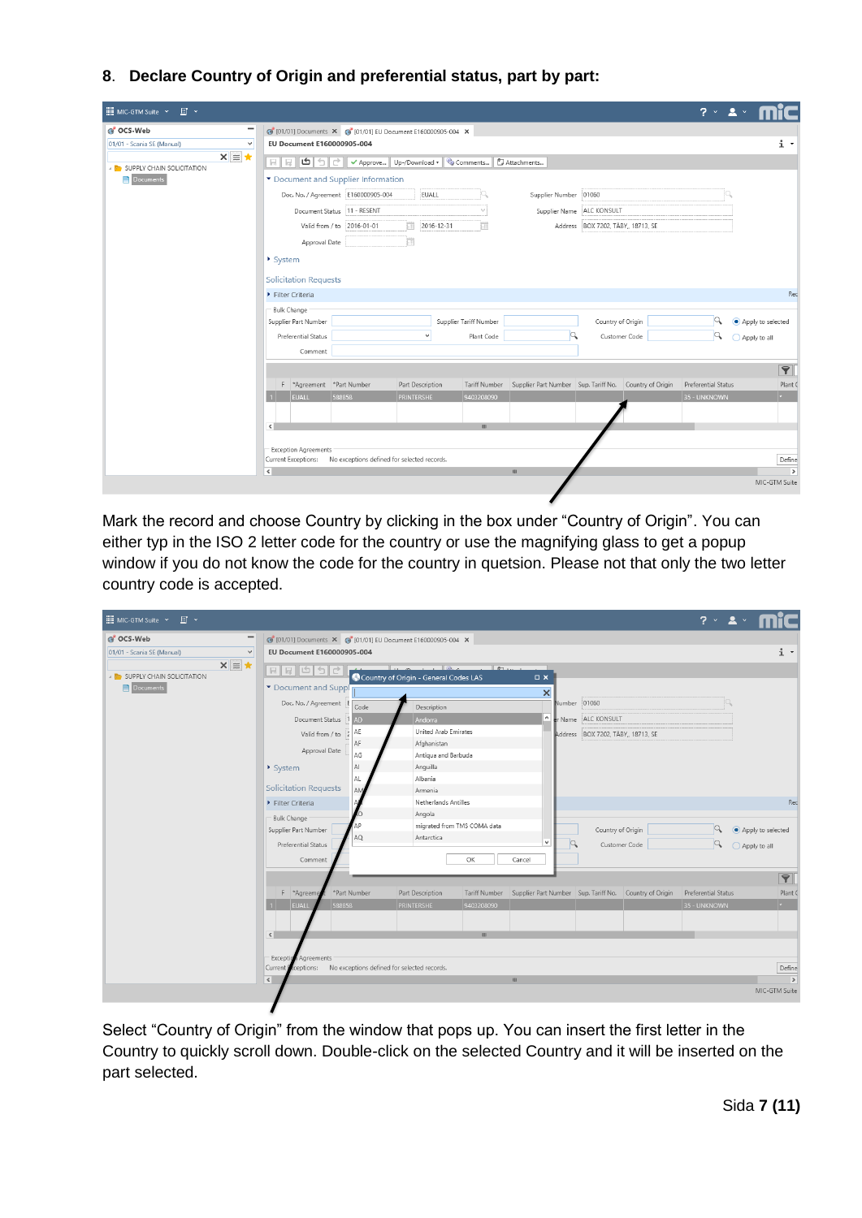## 8. Declare Country of Origin and preferential status, part by part:

Mark the record and choose Country by clicking in the box under “Country of Origin”. You can either typ in the ISO 2 letter code for the country or use the magnifying glass to get a popup window if you do not know the code for the country in quetsion. Please not that only the two letter country code is accepted.

Select “Country of Origin” from the window that pops up. You can insert the first letter in the Country to quickly scroll down. Double-click on the selected Country and it will be inserted on the part selected.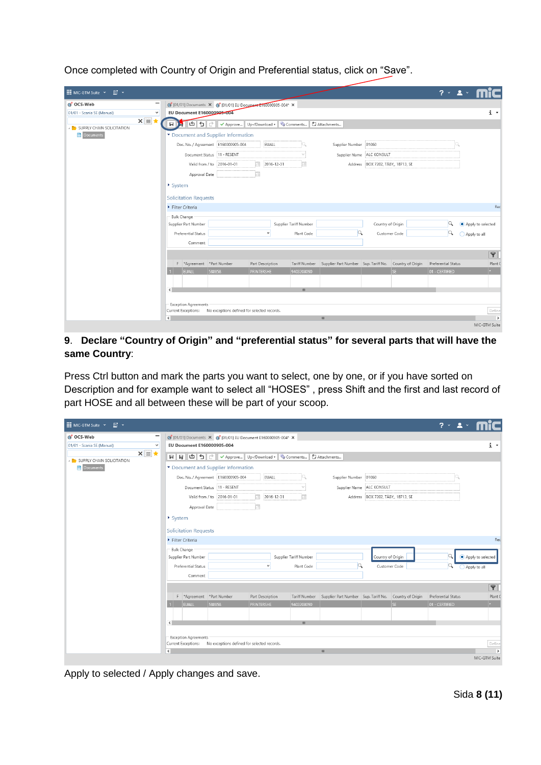Once completed with Country of Origin and Preferential status, click on “Save”.

9. **Declare “Country of Origin” and “preferential status” for several parts that will have the same Country**:

Press Ctrl button and mark the parts you want to select, one by one, or if you have sorted on Description and for example want to select all “HOSES” , press Shift and the first and last record of part HOSE and all between these will be part of your scoop.

Apply to selected / Apply changes and save.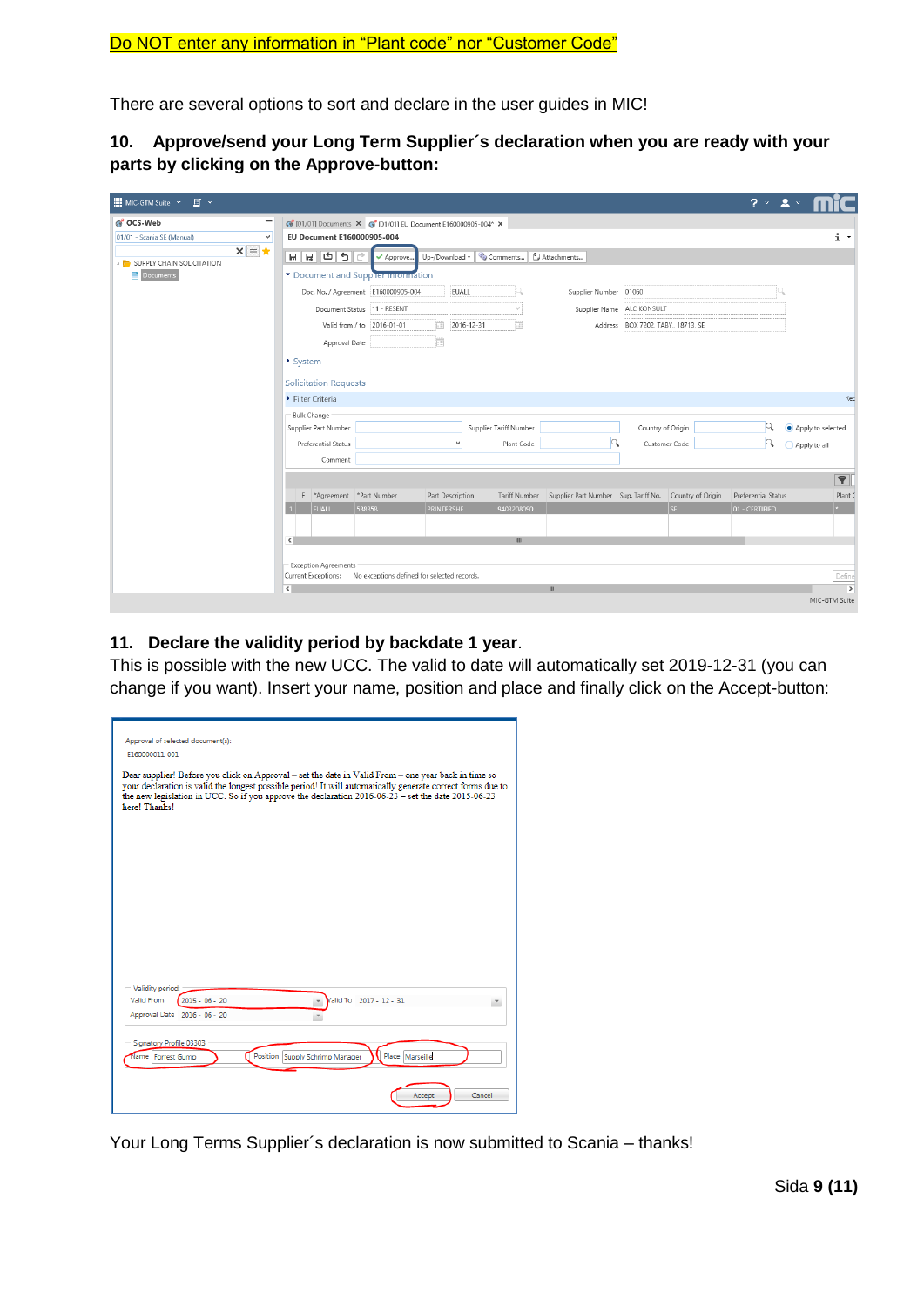Do NOT enter any information in "Plant code" nor "Customer Code"

There are several options to sort and declare in the user guides in MIC!

### 10. Approve/send your Long Term Supplier´s declaration when you are ready with your parts by clicking on the Approve-button:

### 11. Declare the validity period by backdate 1 year.

This is possible with the new UCC. The valid to date will automatically set 2019-12-31 (you can change if you want). Insert your name, position and place and finally click on the Accept-button:

Your Long Terms Supplier´s declaration is now submitted to Scania – thanks!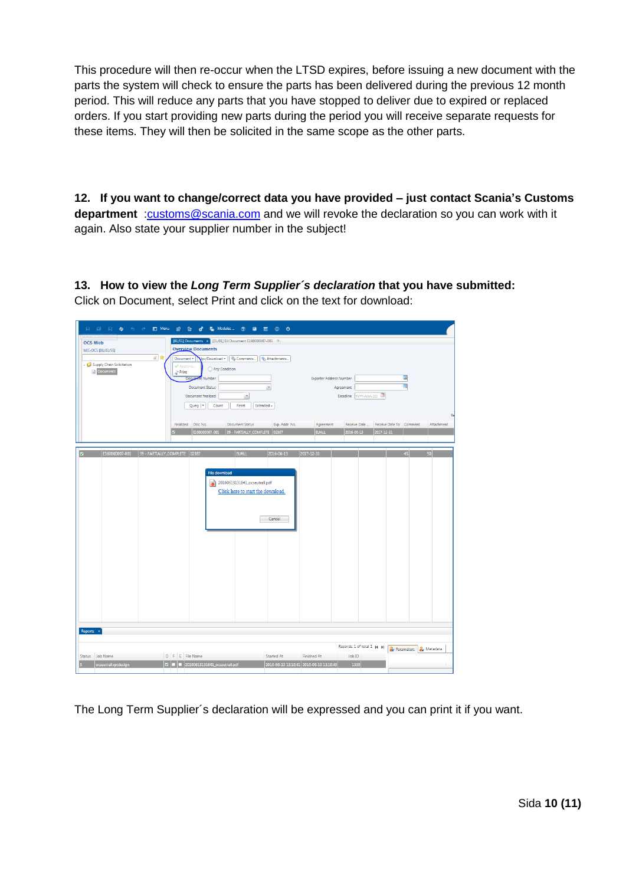This procedure will then re-occur when the LTSD expires, before issuing a new document with the parts the system will check to ensure the parts has been delivered during the previous 12 month period. This will reduce any parts that you have stopped to deliver due to expired or replaced orders. If you start providing new parts during the period you will receive separate requests for these items. They will then be solicited in the same scope as the other parts.

**12. If you want to change/correct data you have provided – just contact Scania's Customs department** :customs@scania.com and we will revoke the declaration so you can work with it again. Also state your supplier number in the subject!

**13. How to view the *Long Term Supplier´s declaration* that you have submitted:**

Click on Document, select Print and click on the text for download:

The Long Term Supplier´s declaration will be expressed and you can print it if you want.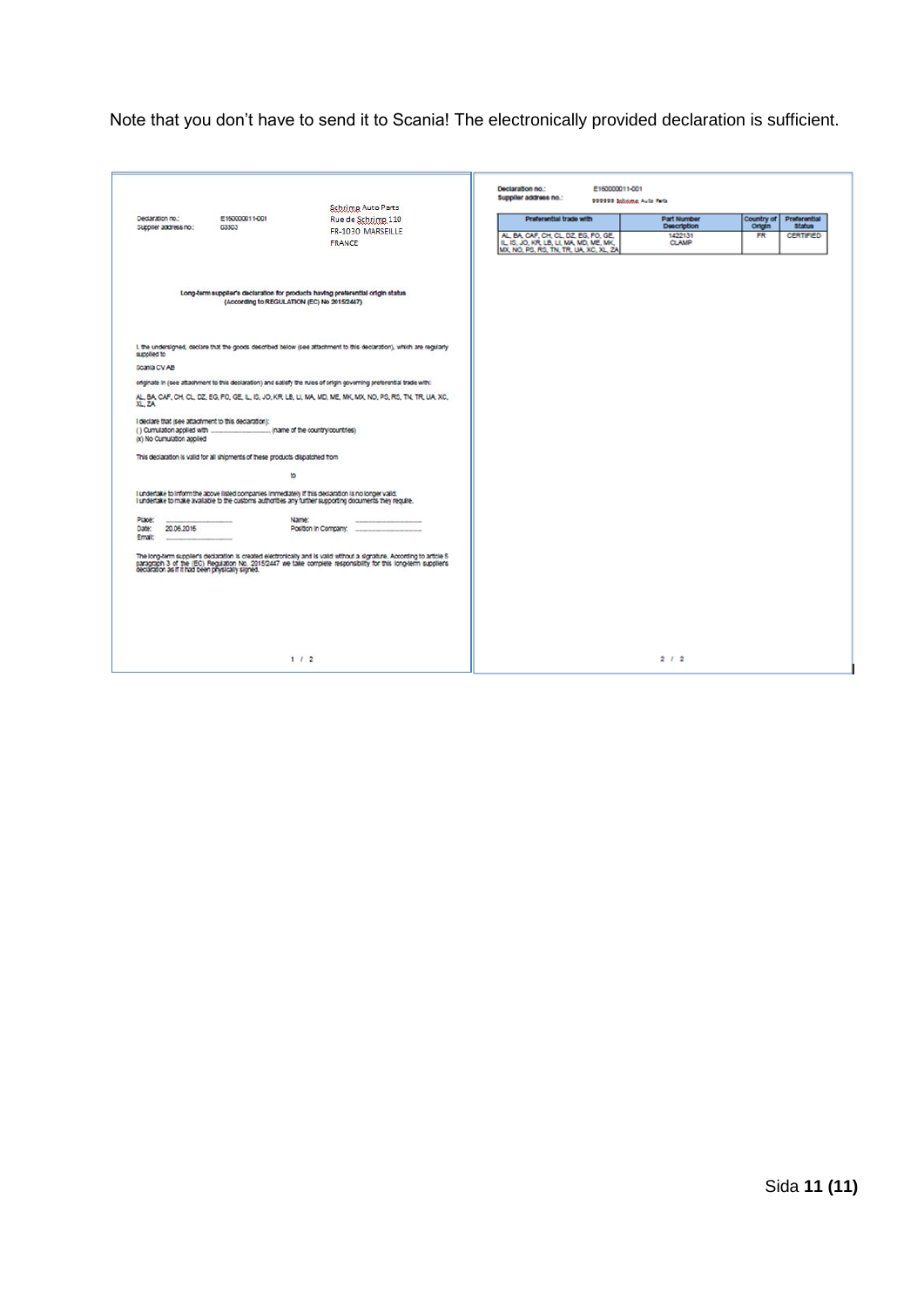Note that you don't have to send it to Scania! The electronically provided declaration is sufficient.

Declaration no.: E160000011-001
Supplier address no.: 03303

Schrimp Auto Parts
Rue de Schrimp 110
FR-1030 MARSEILLE
FRANCE

**Long-term supplier's declaration for products having preferential origin status**
**(According to REGULATION (EC) No 2015/2447)**

I, the undersigned, declare that the goods described below (see attachment to this declaration), which are regularly supplied to

Scania CV AB

originate in (see attachment to this declaration) and satisfy the rules of origin governing preferential trade with:

AL, BA, CAF, CH, CL, DZ, EG, FO, GE, IL, IS, JO, KR, LB, LI, MA, MD, ME, MK, MX, NO, PS, RS, TN, TR, UA, XC, XL, ZA

I declare that (see attachment to this declaration):
( ) Cumulation applied with ........................ (name of the country/countries)
(x) No Cumulation applied

This declaration is valid for all shipments of these products dispatched from

to

I undertake to inform the above listed companies immediately if this declaration is no longer valid.
I undertake to make available to the customs authorities any further supporting documents they require.

Place: ........................
Date: 20.06.2016
Email: ........................

Name: ........................
Position in Company: ........................

The long-term supplier's declaration is created electronically and is valid without a signature. According to article 5 paragraph 3 of the (EC) Regulation No. 2015/2447 we take complete responsibility for this long-term supplier's declaration as if it had been physically signed.

Declaration no.: E160000011-001
Supplier address no.: 999999 Schrimp Auto Parts

| Preferential trade with | Part Number Description | Country of Origin | Preferential Status |
|---|---|---|---|
| AL, BA, CAF, CH, CL, DZ, EG, FO, GE, IL, IS, JO, KR, LB, LI, MA, MD, ME, MK, MX, NO, PS, RS, TN, TR, UA, XC, XL, ZA | 1422131 CLAMP | FR | CERTIFIED |